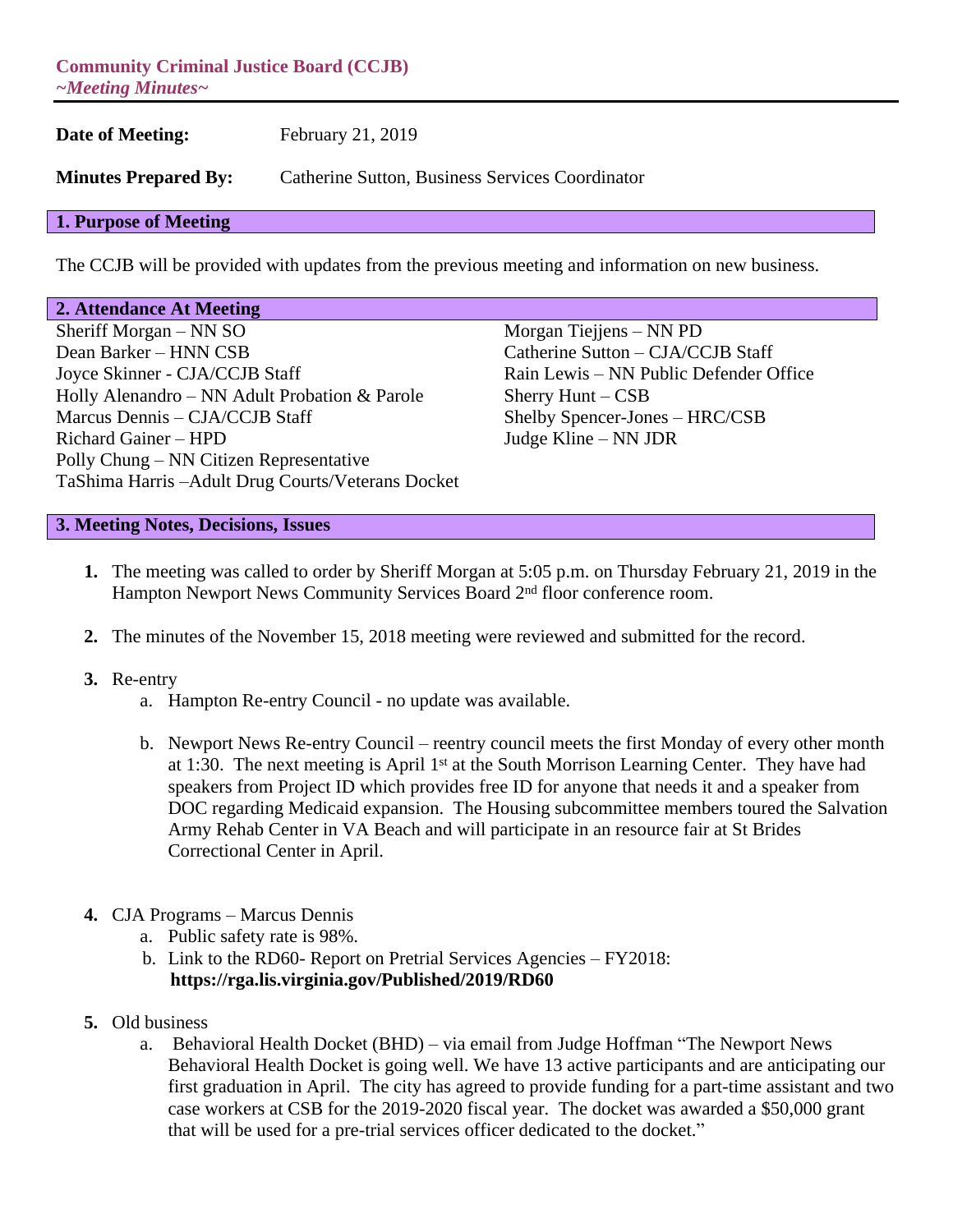**Community Criminal Justice Board (CCJB)**
***~Meeting Minutes~***

**Date of Meeting:** February 21, 2019

**Minutes Prepared By:** Catherine Sutton, Business Services Coordinator

## 1. Purpose of Meeting

The CCJB will be provided with updates from the previous meeting and information on new business.

## 2. Attendance At Meeting

Sheriff Morgan – NN SO
Dean Barker – HNN CSB
Joyce Skinner - CJA/CCJB Staff
Holly Alenandro – NN Adult Probation & Parole
Marcus Dennis – CJA/CCJB Staff
Richard Gainer – HPD
Polly Chung – NN Citizen Representative
TaShima Harris –Adult Drug Courts/Veterans Docket
Morgan Tiejjens – NN PD
Catherine Sutton – CJA/CCJB Staff
Rain Lewis – NN Public Defender Office
Sherry Hunt – CSB
Shelby Spencer-Jones – HRC/CSB
Judge Kline – NN JDR

## 3. Meeting Notes, Decisions, Issues

1. The meeting was called to order by Sheriff Morgan at 5:05 p.m. on Thursday February 21, 2019 in the Hampton Newport News Community Services Board 2nd floor conference room.

2. The minutes of the November 15, 2018 meeting were reviewed and submitted for the record.

3. Re-entry
   a. Hampton Re-entry Council - no update was available.

   b. Newport News Re-entry Council – reentry council meets the first Monday of every other month at 1:30. The next meeting is April 1st at the South Morrison Learning Center. They have had speakers from Project ID which provides free ID for anyone that needs it and a speaker from DOC regarding Medicaid expansion. The Housing subcommittee members toured the Salvation Army Rehab Center in VA Beach and will participate in an resource fair at St Brides Correctional Center in April.

4. CJA Programs – Marcus Dennis
   a. Public safety rate is 98%.
   b. Link to the RD60- Report on Pretrial Services Agencies – FY2018: **https://rga.lis.virginia.gov/Published/2019/RD60**

5. Old business
   a. Behavioral Health Docket (BHD) – via email from Judge Hoffman "The Newport News Behavioral Health Docket is going well. We have 13 active participants and are anticipating our first graduation in April. The city has agreed to provide funding for a part-time assistant and two case workers at CSB for the 2019-2020 fiscal year. The docket was awarded a $50,000 grant that will be used for a pre-trial services officer dedicated to the docket."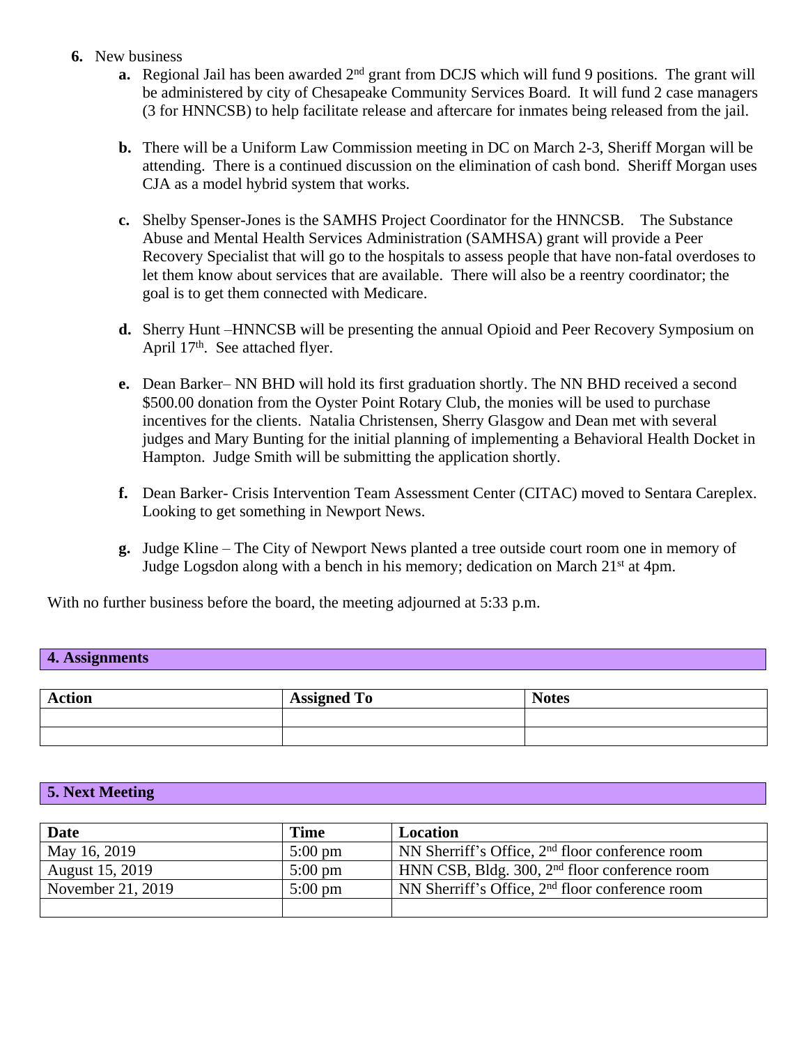6. New business
   a. Regional Jail has been awarded 2nd grant from DCJS which will fund 9 positions. The grant will be administered by city of Chesapeake Community Services Board. It will fund 2 case managers (3 for HNNCSB) to help facilitate release and aftercare for inmates being released from the jail.

   b. There will be a Uniform Law Commission meeting in DC on March 2-3, Sheriff Morgan will be attending. There is a continued discussion on the elimination of cash bond. Sheriff Morgan uses CJA as a model hybrid system that works.

   c. Shelby Spenser-Jones is the SAMHS Project Coordinator for the HNNCSB. The Substance Abuse and Mental Health Services Administration (SAMHSA) grant will provide a Peer Recovery Specialist that will go to the hospitals to assess people that have non-fatal overdoses to let them know about services that are available. There will also be a reentry coordinator; the goal is to get them connected with Medicare.

   d. Sherry Hunt –HNNCSB will be presenting the annual Opioid and Peer Recovery Symposium on April 17th. See attached flyer.

   e. Dean Barker– NN BHD will hold its first graduation shortly. The NN BHD received a second $500.00 donation from the Oyster Point Rotary Club, the monies will be used to purchase incentives for the clients. Natalia Christensen, Sherry Glasgow and Dean met with several judges and Mary Bunting for the initial planning of implementing a Behavioral Health Docket in Hampton. Judge Smith will be submitting the application shortly.

   f. Dean Barker- Crisis Intervention Team Assessment Center (CITAC) moved to Sentara Careplex. Looking to get something in Newport News.

   g. Judge Kline – The City of Newport News planted a tree outside court room one in memory of Judge Logsdon along with a bench in his memory; dedication on March 21st at 4pm.

With no further business before the board, the meeting adjourned at 5:33 p.m.

## 4. Assignments

| Action | Assigned To | Notes |
|---|---|---|
| | | |
| | | |

## 5. Next Meeting

| Date | Time | Location |
|---|---|---|
| May 16, 2019 | 5:00 pm | NN Sherriff's Office, 2nd floor conference room |
| August 15, 2019 | 5:00 pm | HNN CSB, Bldg. 300, 2nd floor conference room |
| November 21, 2019 | 5:00 pm | NN Sherriff's Office, 2nd floor conference room |
| | | |